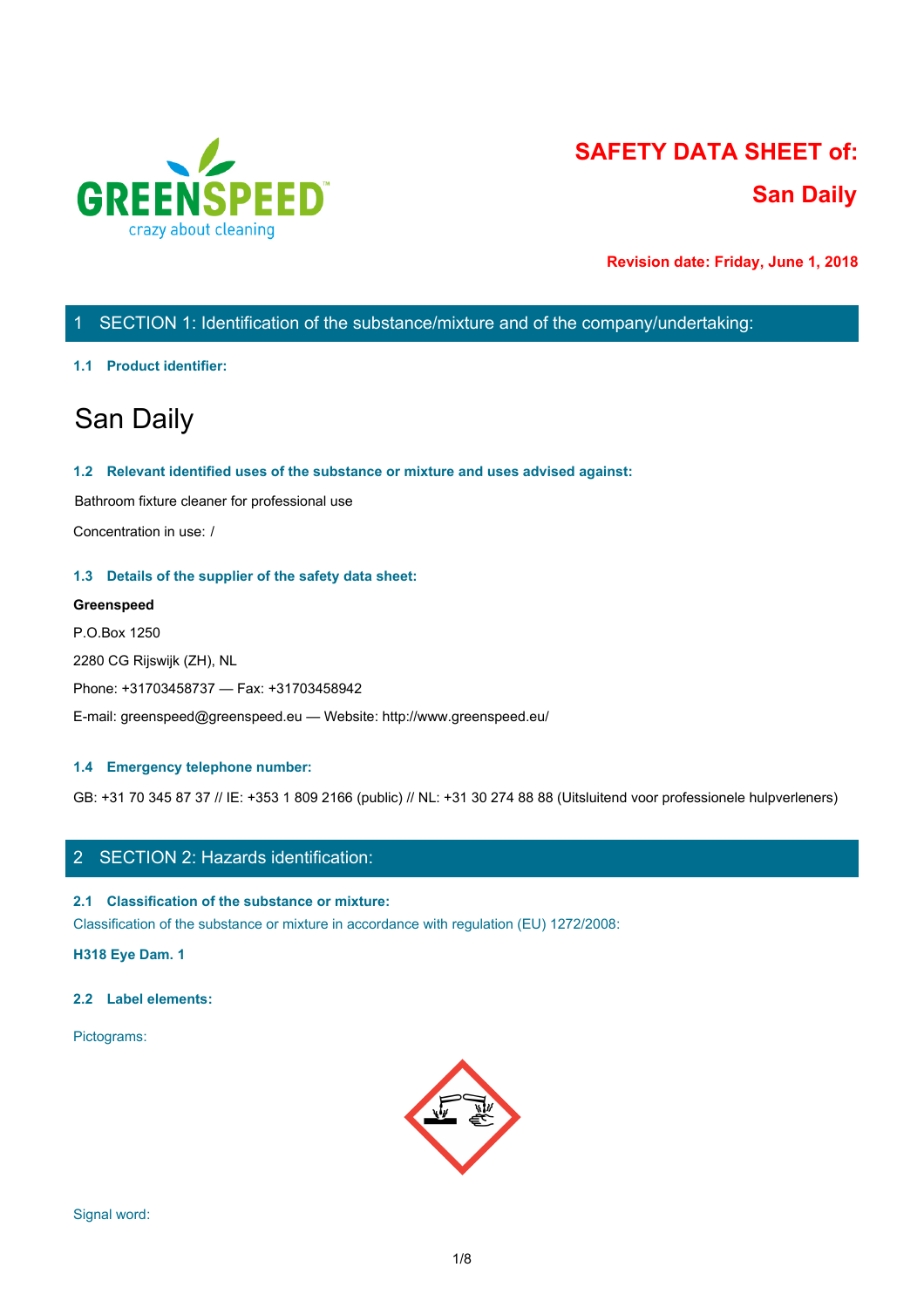# SAFETY DATA SHEET of:

# San Daily

**Revision date: Friday, June 1, 2018**

## 1 SECTION 1: Identification of the substance/mixture and of the company/undertaking:

### 1.1 Product identifier:

# San Daily

### 1.2 Relevant identified uses of the substance or mixture and uses advised against:

Bathroom fixture cleaner for professional use

Concentration in use: /

### 1.3 Details of the supplier of the safety data sheet:

**Greenspeed**

P.O.Box 1250

2280 CG Rijswijk (ZH), NL

Phone: +31703458737 — Fax: +31703458942

E-mail: greenspeed@greenspeed.eu — Website: http://www.greenspeed.eu/

### 1.4 Emergency telephone number:

GB: +31 70 345 87 37 // IE: +353 1 809 2166 (public) // NL: +31 30 274 88 88 (Uitsluitend voor professionele hulpverleners)

## 2 SECTION 2: Hazards identification:

### 2.1 Classification of the substance or mixture:

Classification of the substance or mixture in accordance with regulation (EU) 1272/2008:

**H318 Eye Dam. 1**

### 2.2 Label elements:

Pictograms:

Signal word: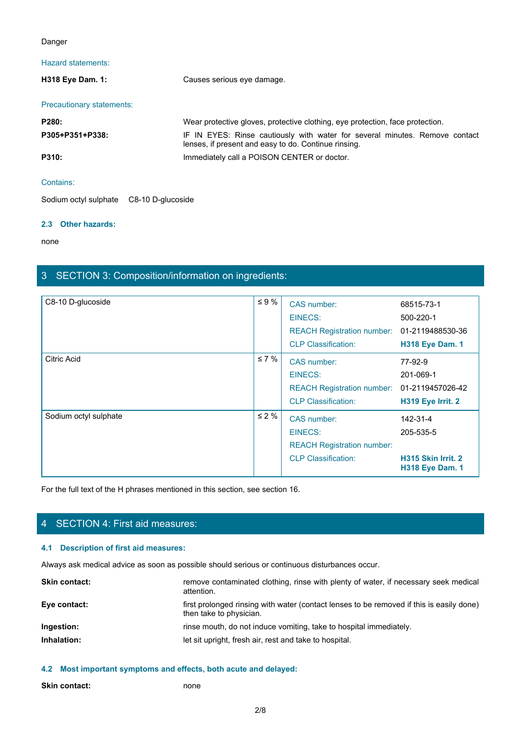Danger

Hazard statements:

| | |
|---|---|
| **H318 Eye Dam. 1:** | Causes serious eye damage. |

Precautionary statements:

| | |
|---|---|
| **P280:** | Wear protective gloves, protective clothing, eye protection, face protection. |
| **P305+P351+P338:** | IF IN EYES: Rinse cautiously with water for several minutes. Remove contact lenses, if present and easy to do. Continue rinsing. |
| **P310:** | Immediately call a POISON CENTER or doctor. |

Contains:

Sodium octyl sulphate    C8-10 D-glucoside

### 2.3 Other hazards:

none

## 3 SECTION 3: Composition/information on ingredients:

| Ingredient | Concentration | Identifier | Value |
|---|---|---|---|
| C8-10 D-glucoside | ≤ 9 % | CAS number: | 68515-73-1 |
| | | EINECS: | 500-220-1 |
| | | REACH Registration number: | 01-2119488530-36 |
| | | CLP Classification: | **H318 Eye Dam. 1** |
| Citric Acid | ≤ 7 % | CAS number: | 77-92-9 |
| | | EINECS: | 201-069-1 |
| | | REACH Registration number: | 01-2119457026-42 |
| | | CLP Classification: | **H319 Eye Irrit. 2** |
| Sodium octyl sulphate | ≤ 2 % | CAS number: | 142-31-4 |
| | | EINECS: | 205-535-5 |
| | | REACH Registration number: | |
| | | CLP Classification: | **H315 Skin Irrit. 2** **H318 Eye Dam. 1** |

For the full text of the H phrases mentioned in this section, see section 16.

## 4 SECTION 4: First aid measures:

### 4.1 Description of first aid measures:

Always ask medical advice as soon as possible should serious or continuous disturbances occur.

| | |
|---|---|
| **Skin contact:** | remove contaminated clothing, rinse with plenty of water, if necessary seek medical attention. |
| **Eye contact:** | first prolonged rinsing with water (contact lenses to be removed if this is easily done) then take to physician. |
| **Ingestion:** | rinse mouth, do not induce vomiting, take to hospital immediately. |
| **Inhalation:** | let sit upright, fresh air, rest and take to hospital. |

### 4.2 Most important symptoms and effects, both acute and delayed:

| | |
|---|---|
| **Skin contact:** | none |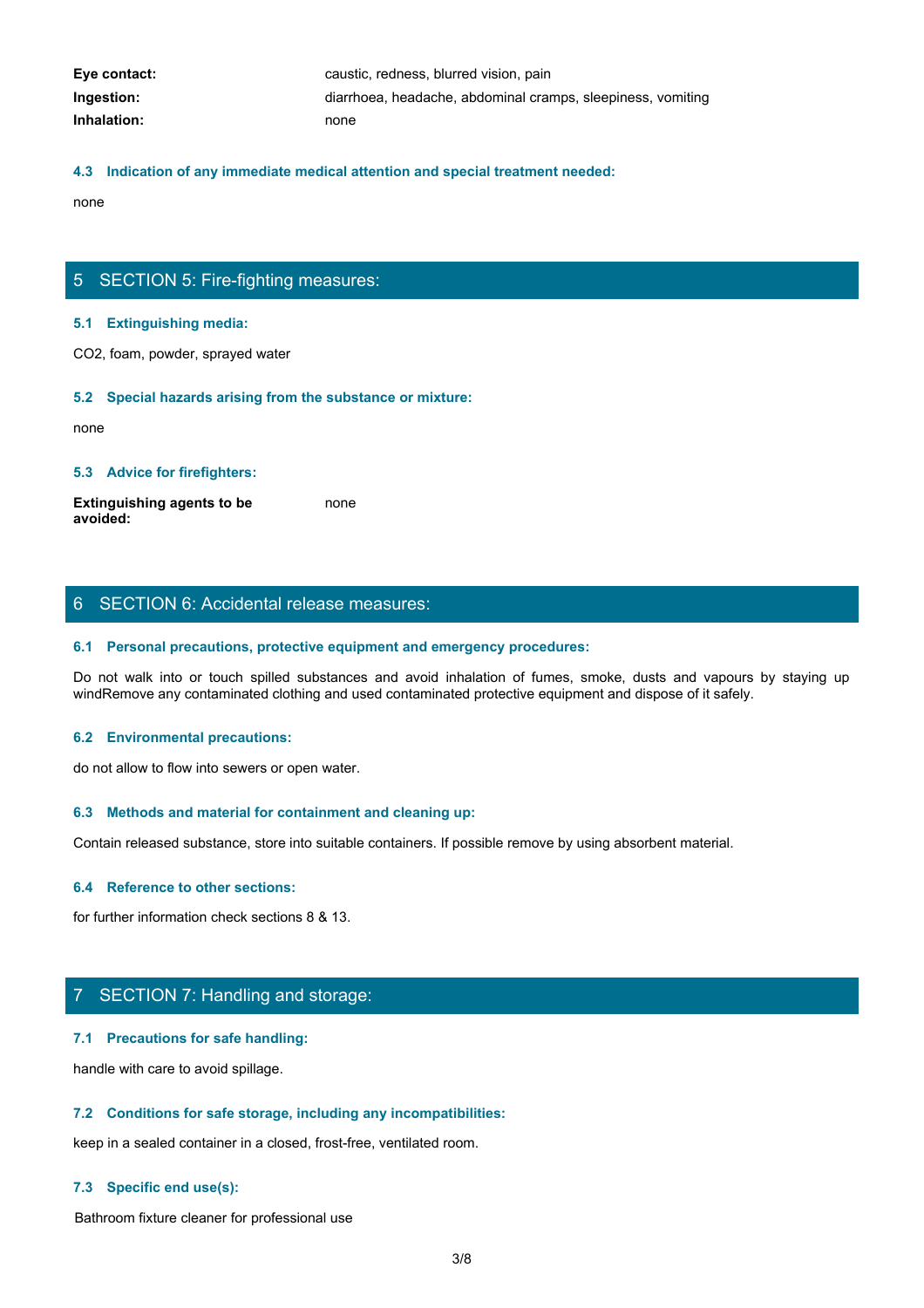**Eye contact:** caustic, redness, blurred vision, pain

**Ingestion:** diarrhoea, headache, abdominal cramps, sleepiness, vomiting

**Inhalation:** none

### 4.3 Indication of any immediate medical attention and special treatment needed:

none

## 5 SECTION 5: Fire-fighting measures:

### 5.1 Extinguishing media:

$CO_2$, foam, powder, sprayed water

### 5.2 Special hazards arising from the substance or mixture:

none

### 5.3 Advice for firefighters:

**Extinguishing agents to be avoided:** none

## 6 SECTION 6: Accidental release measures:

### 6.1 Personal precautions, protective equipment and emergency procedures:

Do not walk into or touch spilled substances and avoid inhalation of fumes, smoke, dusts and vapours by staying up windRemove any contaminated clothing and used contaminated protective equipment and dispose of it safely.

### 6.2 Environmental precautions:

do not allow to flow into sewers or open water.

### 6.3 Methods and material for containment and cleaning up:

Contain released substance, store into suitable containers. If possible remove by using absorbent material.

### 6.4 Reference to other sections:

for further information check sections 8 & 13.

## 7 SECTION 7: Handling and storage:

### 7.1 Precautions for safe handling:

handle with care to avoid spillage.

### 7.2 Conditions for safe storage, including any incompatibilities:

keep in a sealed container in a closed, frost-free, ventilated room.

### 7.3 Specific end use(s):

Bathroom fixture cleaner for professional use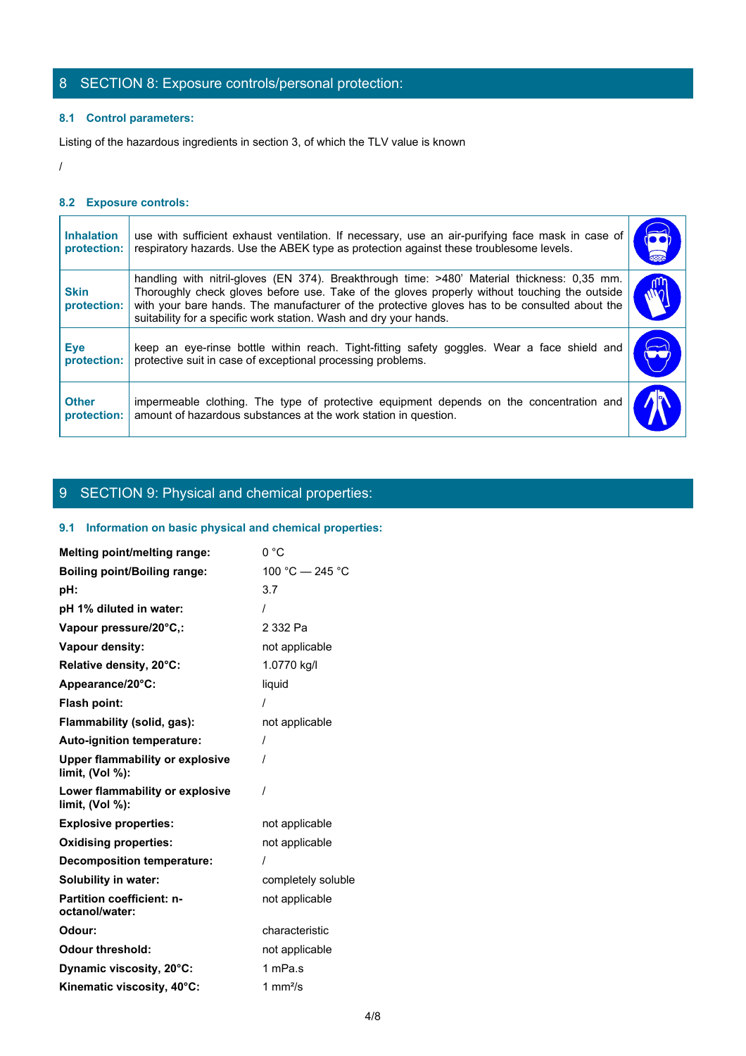## 8 SECTION 8: Exposure controls/personal protection:

### 8.1 Control parameters:

Listing of the hazardous ingredients in section 3, of which the TLV value is known

/

### 8.2 Exposure controls:

| | |
|---|---|
| **Inhalation protection:** | use with sufficient exhaust ventilation. If necessary, use an air-purifying face mask in case of respiratory hazards. Use the ABEK type as protection against these troublesome levels. |
| **Skin protection:** | handling with nitril-gloves (EN 374). Breakthrough time: >480' Material thickness: 0,35 mm. Thoroughly check gloves before use. Take of the gloves properly without touching the outside with your bare hands. The manufacturer of the protective gloves has to be consulted about the suitability for a specific work station. Wash and dry your hands. |
| **Eye protection:** | keep an eye-rinse bottle within reach. Tight-fitting safety goggles. Wear a face shield and protective suit in case of exceptional processing problems. |
| **Other protection:** | impermeable clothing. The type of protective equipment depends on the concentration and amount of hazardous substances at the work station in question. |

## 9 SECTION 9: Physical and chemical properties:

### 9.1 Information on basic physical and chemical properties:

| | |
|---|---|
| **Melting point/melting range:** | 0 °C |
| **Boiling point/Boiling range:** | 100 °C — 245 °C |
| **pH:** | 3.7 |
| **pH 1% diluted in water:** | / |
| **Vapour pressure/20°C,:** | 2 332 Pa |
| **Vapour density:** | not applicable |
| **Relative density, 20°C:** | 1.0770 kg/l |
| **Appearance/20°C:** | liquid |
| **Flash point:** | / |
| **Flammability (solid, gas):** | not applicable |
| **Auto-ignition temperature:** | / |
| **Upper flammability or explosive limit, (Vol %):** | / |
| **Lower flammability or explosive limit, (Vol %):** | / |
| **Explosive properties:** | not applicable |
| **Oxidising properties:** | not applicable |
| **Decomposition temperature:** | / |
| **Solubility in water:** | completely soluble |
| **Partition coefficient: n-octanol/water:** | not applicable |
| **Odour:** | characteristic |
| **Odour threshold:** | not applicable |
| **Dynamic viscosity, 20°C:** | 1 mPa.s |
| **Kinematic viscosity, 40°C:** | 1 mm²/s |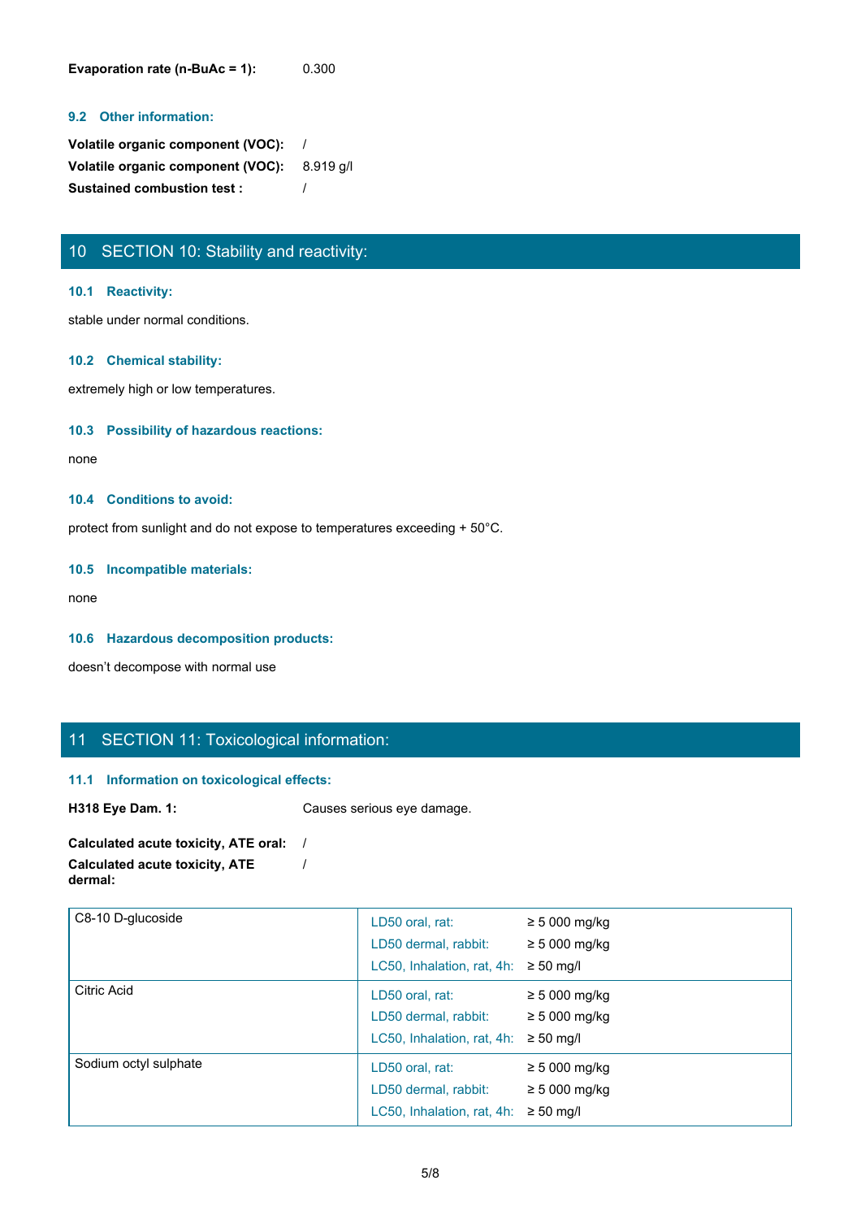**Evaporation rate (n-BuAc = 1):** 0.300

### 9.2 Other information:

**Volatile organic component (VOC):** /

**Volatile organic component (VOC):** 8.919 g/l

**Sustained combustion test :** /

## 10 SECTION 10: Stability and reactivity:

### 10.1 Reactivity:

stable under normal conditions.

### 10.2 Chemical stability:

extremely high or low temperatures.

### 10.3 Possibility of hazardous reactions:

none

### 10.4 Conditions to avoid:

protect from sunlight and do not expose to temperatures exceeding + 50°C.

### 10.5 Incompatible materials:

none

### 10.6 Hazardous decomposition products:

doesn’t decompose with normal use

## 11 SECTION 11: Toxicological information:

### 11.1 Information on toxicological effects:

**H318 Eye Dam. 1:** Causes serious eye damage.

**Calculated acute toxicity, ATE oral:** /

**Calculated acute toxicity, ATE dermal:** /

| Substance | Test | Value |
|---|---|---|
| C8-10 D-glucoside | LD50 oral, rat: | ≥ 5 000 mg/kg |
| | LD50 dermal, rabbit: | ≥ 5 000 mg/kg |
| | LC50, Inhalation, rat, 4h: | ≥ 50 mg/l |
| Citric Acid | LD50 oral, rat: | ≥ 5 000 mg/kg |
| | LD50 dermal, rabbit: | ≥ 5 000 mg/kg |
| | LC50, Inhalation, rat, 4h: | ≥ 50 mg/l |
| Sodium octyl sulphate | LD50 oral, rat: | ≥ 5 000 mg/kg |
| | LD50 dermal, rabbit: | ≥ 5 000 mg/kg |
| | LC50, Inhalation, rat, 4h: | ≥ 50 mg/l |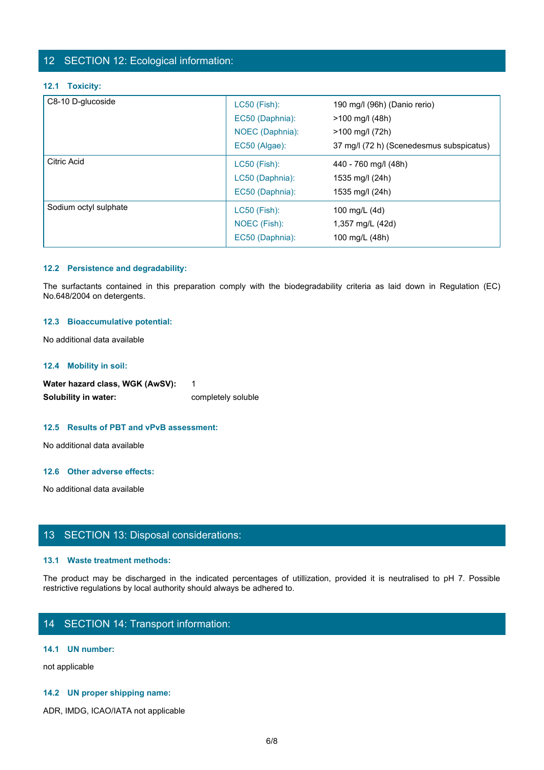## 12 SECTION 12: Ecological information:

### 12.1 Toxicity:

| | | |
|---|---|---|
| C8-10 D-glucoside | LC50 (Fish): | 190 mg/l (96h) (Danio rerio) |
| | EC50 (Daphnia): | >100 mg/l (48h) |
| | NOEC (Daphnia): | >100 mg/l (72h) |
| | EC50 (Algae): | 37 mg/l (72 h) (Scenedesmus subspicatus) |
| Citric Acid | LC50 (Fish): | 440 - 760 mg/l (48h) |
| | LC50 (Daphnia): | 1535 mg/l (24h) |
| | EC50 (Daphnia): | 1535 mg/l (24h) |
| Sodium octyl sulphate | LC50 (Fish): | 100 mg/L (4d) |
| | NOEC (Fish): | 1,357 mg/L (42d) |
| | EC50 (Daphnia): | 100 mg/L (48h) |

### 12.2 Persistence and degradability:

The surfactants contained in this preparation comply with the biodegradability criteria as laid down in Regulation (EC) No.648/2004 on detergents.

### 12.3 Bioaccumulative potential:

No additional data available

### 12.4 Mobility in soil:

**Water hazard class, WGK (AwSV):** 1

**Solubility in water:** completely soluble

### 12.5 Results of PBT and vPvB assessment:

No additional data available

### 12.6 Other adverse effects:

No additional data available

## 13 SECTION 13: Disposal considerations:

### 13.1 Waste treatment methods:

The product may be discharged in the indicated percentages of utillization, provided it is neutralised to pH 7. Possible restrictive regulations by local authority should always be adhered to.

## 14 SECTION 14: Transport information:

### 14.1 UN number:

not applicable

### 14.2 UN proper shipping name:

ADR, IMDG, ICAO/IATA not applicable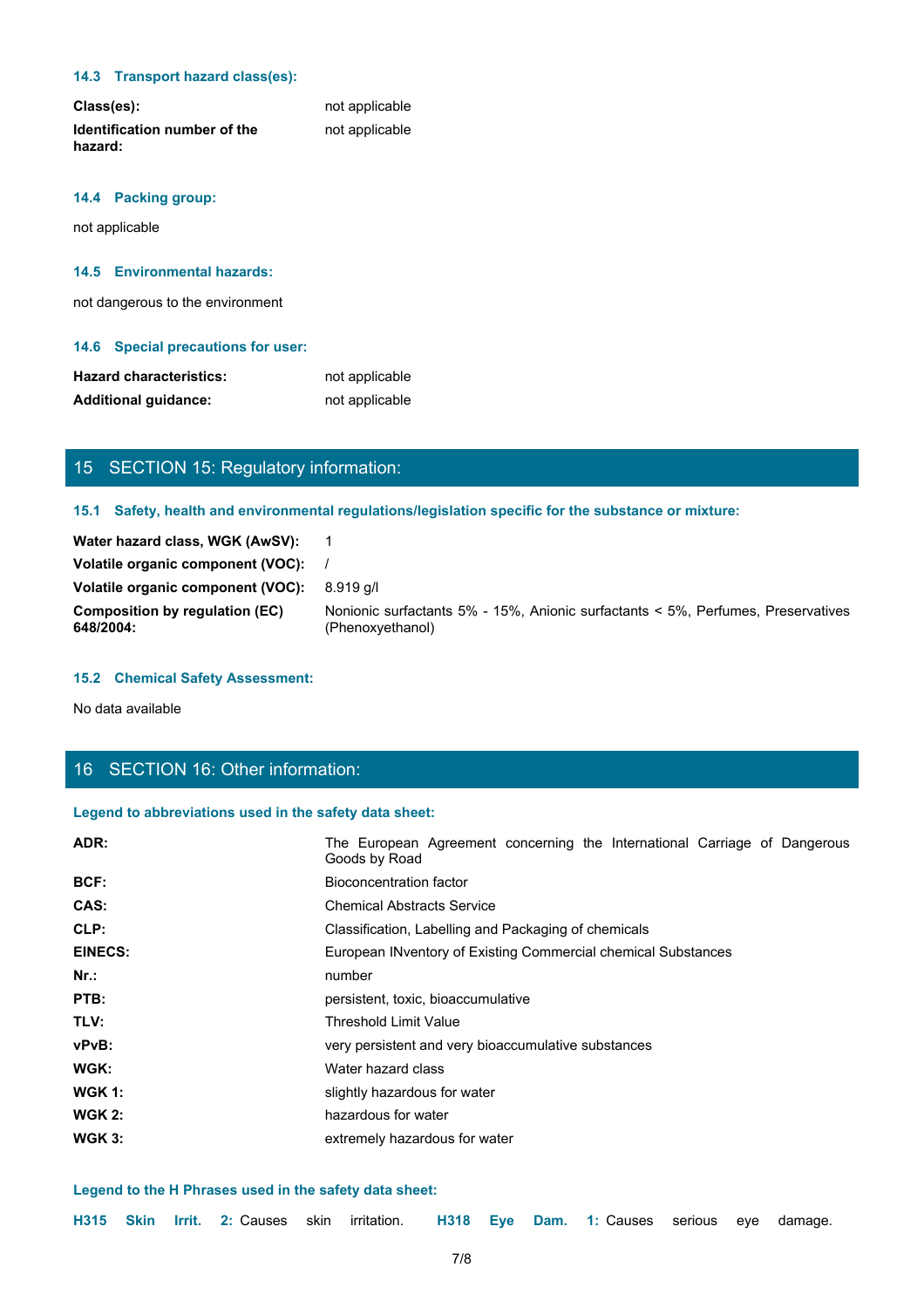### 14.3 Transport hazard class(es):

| | |
|---|---|
| **Class(es):** | not applicable |
| **Identification number of the hazard:** | not applicable |

### 14.4 Packing group:

not applicable

### 14.5 Environmental hazards:

not dangerous to the environment

### 14.6 Special precautions for user:

| | |
|---|---|
| **Hazard characteristics:** | not applicable |
| **Additional guidance:** | not applicable |

## 15 SECTION 15: Regulatory information:

### 15.1 Safety, health and environmental regulations/legislation specific for the substance or mixture:

| | |
|---|---|
| **Water hazard class, WGK (AwSV):** | 1 |
| **Volatile organic component (VOC):** | / |
| **Volatile organic component (VOC):** | 8.919 g/l |
| **Composition by regulation (EC) 648/2004:** | Nonionic surfactants 5% - 15%, Anionic surfactants < 5%, Perfumes, Preservatives (Phenoxyethanol) |

### 15.2 Chemical Safety Assessment:

No data available

## 16 SECTION 16: Other information:

### Legend to abbreviations used in the safety data sheet:

| | |
|---|---|
| **ADR:** | The European Agreement concerning the International Carriage of Dangerous Goods by Road |
| **BCF:** | Bioconcentration factor |
| **CAS:** | Chemical Abstracts Service |
| **CLP:** | Classification, Labelling and Packaging of chemicals |
| **EINECS:** | European INventory of Existing Commercial chemical Substances |
| **Nr.:** | number |
| **PTB:** | persistent, toxic, bioaccumulative |
| **TLV:** | Threshold Limit Value |
| **vPvB:** | very persistent and very bioaccumulative substances |
| **WGK:** | Water hazard class |
| **WGK 1:** | slightly hazardous for water |
| **WGK 2:** | hazardous for water |
| **WGK 3:** | extremely hazardous for water |

### Legend to the H Phrases used in the safety data sheet:

**H315 Skin Irrit. 2:** Causes skin irritation. **H318 Eye Dam. 1:** Causes serious eye damage.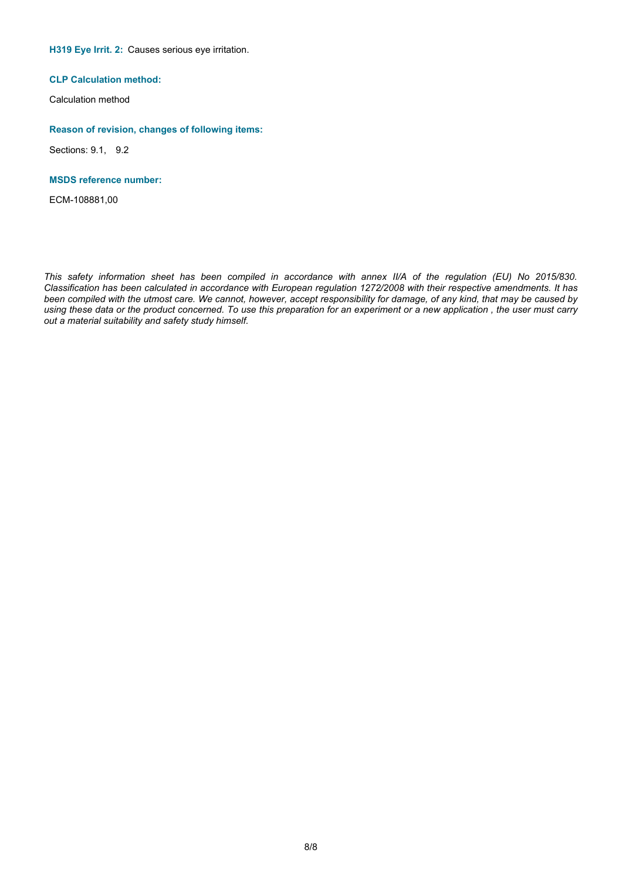**H319 Eye Irrit. 2:** Causes serious eye irritation.

**CLP Calculation method:**

Calculation method

**Reason of revision, changes of following items:**

Sections: 9.1, 9.2

**MSDS reference number:**

ECM-108881,00

*This safety information sheet has been compiled in accordance with annex II/A of the regulation (EU) No 2015/830. Classification has been calculated in accordance with European regulation 1272/2008 with their respective amendments. It has been compiled with the utmost care. We cannot, however, accept responsibility for damage, of any kind, that may be caused by using these data or the product concerned. To use this preparation for an experiment or a new application , the user must carry out a material suitability and safety study himself.*